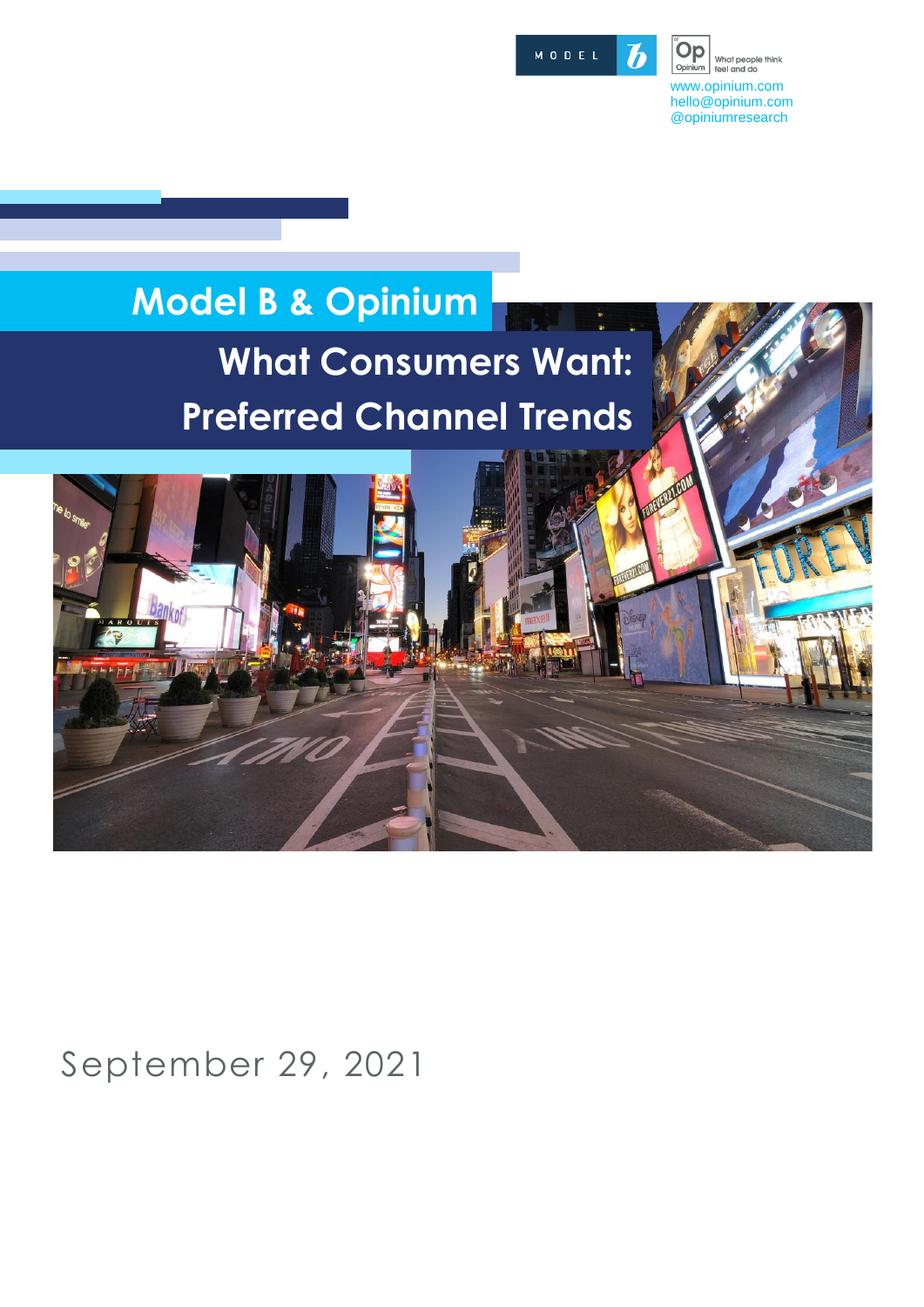www.opinium.com
hello@opinium.com
@opiniumresearch

# Model B & Opinium

## What Consumers Want: Preferred Channel Trends

September 29, 2021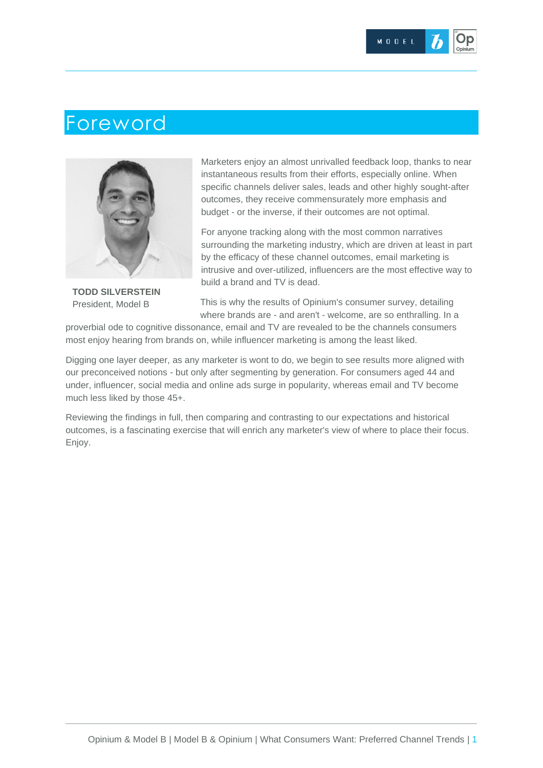# Foreword

**TODD SILVERSTEIN**
President, Model B

Marketers enjoy an almost unrivalled feedback loop, thanks to near instantaneous results from their efforts, especially online. When specific channels deliver sales, leads and other highly sought-after outcomes, they receive commensurately more emphasis and budget - or the inverse, if their outcomes are not optimal.

For anyone tracking along with the most common narratives surrounding the marketing industry, which are driven at least in part by the efficacy of these channel outcomes, email marketing is intrusive and over-utilized, influencers are the most effective way to build a brand and TV is dead.

This is why the results of Opinium's consumer survey, detailing where brands are - and aren't - welcome, are so enthralling. In a proverbial ode to cognitive dissonance, email and TV are revealed to be the channels consumers most enjoy hearing from brands on, while influencer marketing is among the least liked.

Digging one layer deeper, as any marketer is wont to do, we begin to see results more aligned with our preconceived notions - but only after segmenting by generation. For consumers aged 44 and under, influencer, social media and online ads surge in popularity, whereas email and TV become much less liked by those 45+.

Reviewing the findings in full, then comparing and contrasting to our expectations and historical outcomes, is a fascinating exercise that will enrich any marketer's view of where to place their focus. Enjoy.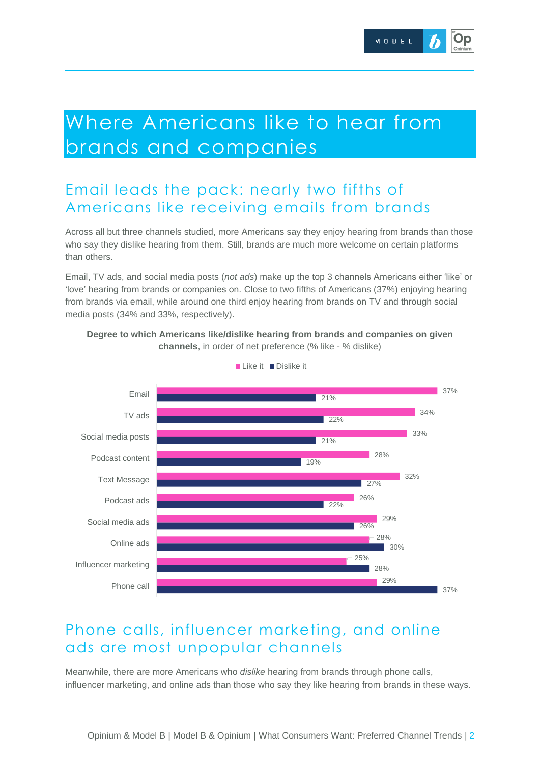# Where Americans like to hear from brands and companies

## Email leads the pack: nearly two fifths of Americans like receiving emails from brands

Across all but three channels studied, more Americans say they enjoy hearing from brands than those who say they dislike hearing from them. Still, brands are much more welcome on certain platforms than others.

Email, TV ads, and social media posts (*not ads*) make up the top 3 channels Americans either 'like' or 'love' hearing from brands or companies on. Close to two fifths of Americans (37%) enjoying hearing from brands via email, while around one third enjoy hearing from brands on TV and through social media posts (34% and 33%, respectively).

**Degree to which Americans like/dislike hearing from brands and companies on given channels**, in order of net preference (% like - % dislike)

| Channel | Like it | Dislike it |
|---|---|---|
| Email | 37% | 21% |
| TV ads | 34% | 22% |
| Social media posts | 33% | 21% |
| Podcast content | 28% | 19% |
| Text Message | 32% | 27% |
| Podcast ads | 26% | 22% |
| Social media ads | 29% | 26% |
| Online ads | 28% | 30% |
| Influencer marketing | 25% | 28% |
| Phone call | 29% | 37% |

## Phone calls, influencer marketing, and online ads are most unpopular channels

Meanwhile, there are more Americans who *dislike* hearing from brands through phone calls, influencer marketing, and online ads than those who say they like hearing from brands in these ways.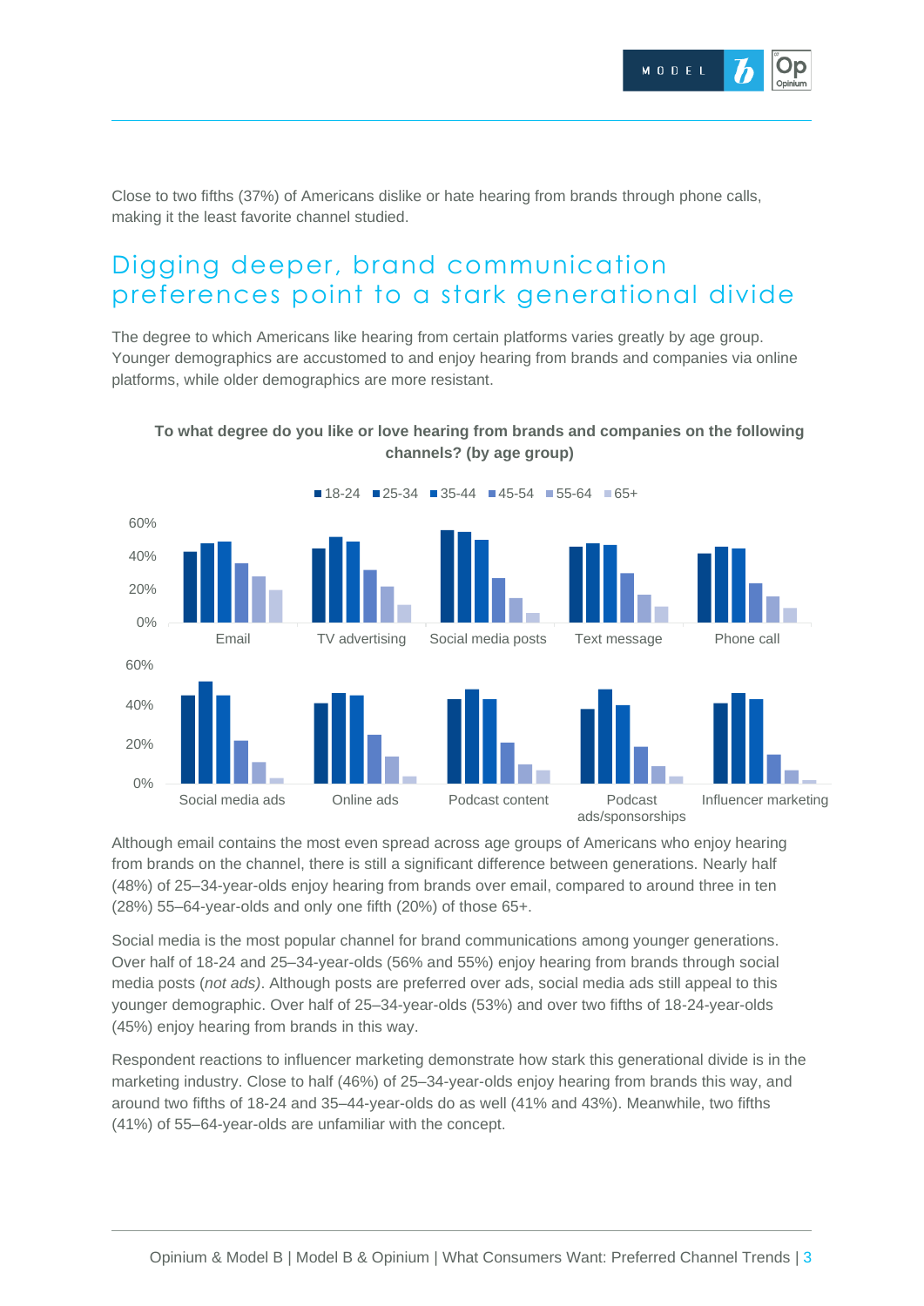Close to two fifths (37%) of Americans dislike or hate hearing from brands through phone calls, making it the least favorite channel studied.

## Digging deeper, brand communication preferences point to a stark generational divide

The degree to which Americans like hearing from certain platforms varies greatly by age group. Younger demographics are accustomed to and enjoy hearing from brands and companies via online platforms, while older demographics are more resistant.

**To what degree do you like or love hearing from brands and companies on the following channels? (by age group)**

Although email contains the most even spread across age groups of Americans who enjoy hearing from brands on the channel, there is still a significant difference between generations. Nearly half (48%) of 25–34-year-olds enjoy hearing from brands over email, compared to around three in ten (28%) 55–64-year-olds and only one fifth (20%) of those 65+.

Social media is the most popular channel for brand communications among younger generations. Over half of 18-24 and 25–34-year-olds (56% and 55%) enjoy hearing from brands through social media posts (*not ads*). Although posts are preferred over ads, social media ads still appeal to this younger demographic. Over half of 25–34-year-olds (53%) and over two fifths of 18-24-year-olds (45%) enjoy hearing from brands in this way.

Respondent reactions to influencer marketing demonstrate how stark this generational divide is in the marketing industry. Close to half (46%) of 25–34-year-olds enjoy hearing from brands this way, and around two fifths of 18-24 and 35–44-year-olds do as well (41% and 43%). Meanwhile, two fifths (41%) of 55–64-year-olds are unfamiliar with the concept.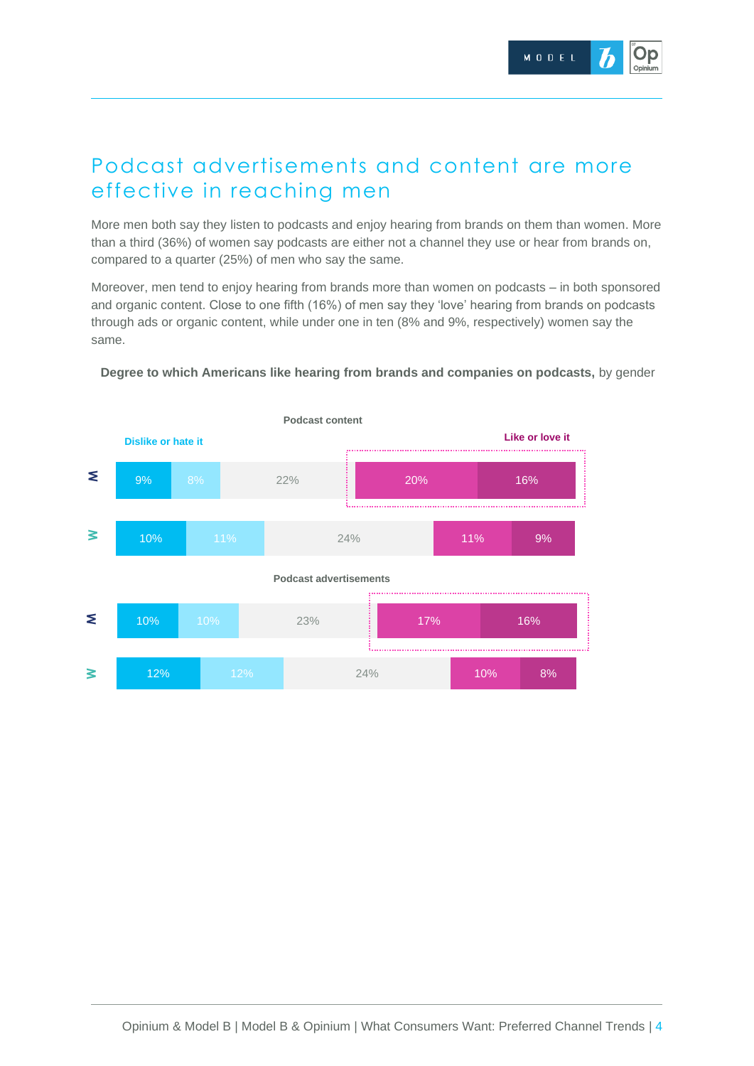# Podcast advertisements and content are more effective in reaching men

More men both say they listen to podcasts and enjoy hearing from brands on them than women. More than a third (36%) of women say podcasts are either not a channel they use or hear from brands on, compared to a quarter (25%) of men who say the same.

Moreover, men tend to enjoy hearing from brands more than women on podcasts – in both sponsored and organic content. Close to one fifth (16%) of men say they 'love' hearing from brands on podcasts through ads or organic content, while under one in ten (8% and 9%, respectively) women say the same.

**Degree to which Americans like hearing from brands and companies on podcasts,** by gender

| | Dislike or hate it | | | Like or love it | |
|---|---|---|---|---|---|
| **Podcast content** | | | | | |
| M | 9% | 8% | 22% | 20% | 16% |
| W | 10% | 11% | 24% | 11% | 9% |
| **Podcast advertisements** | | | | | |
| M | 10% | 10% | 23% | 17% | 16% |
| W | 12% | 12% | 24% | 10% | 8% |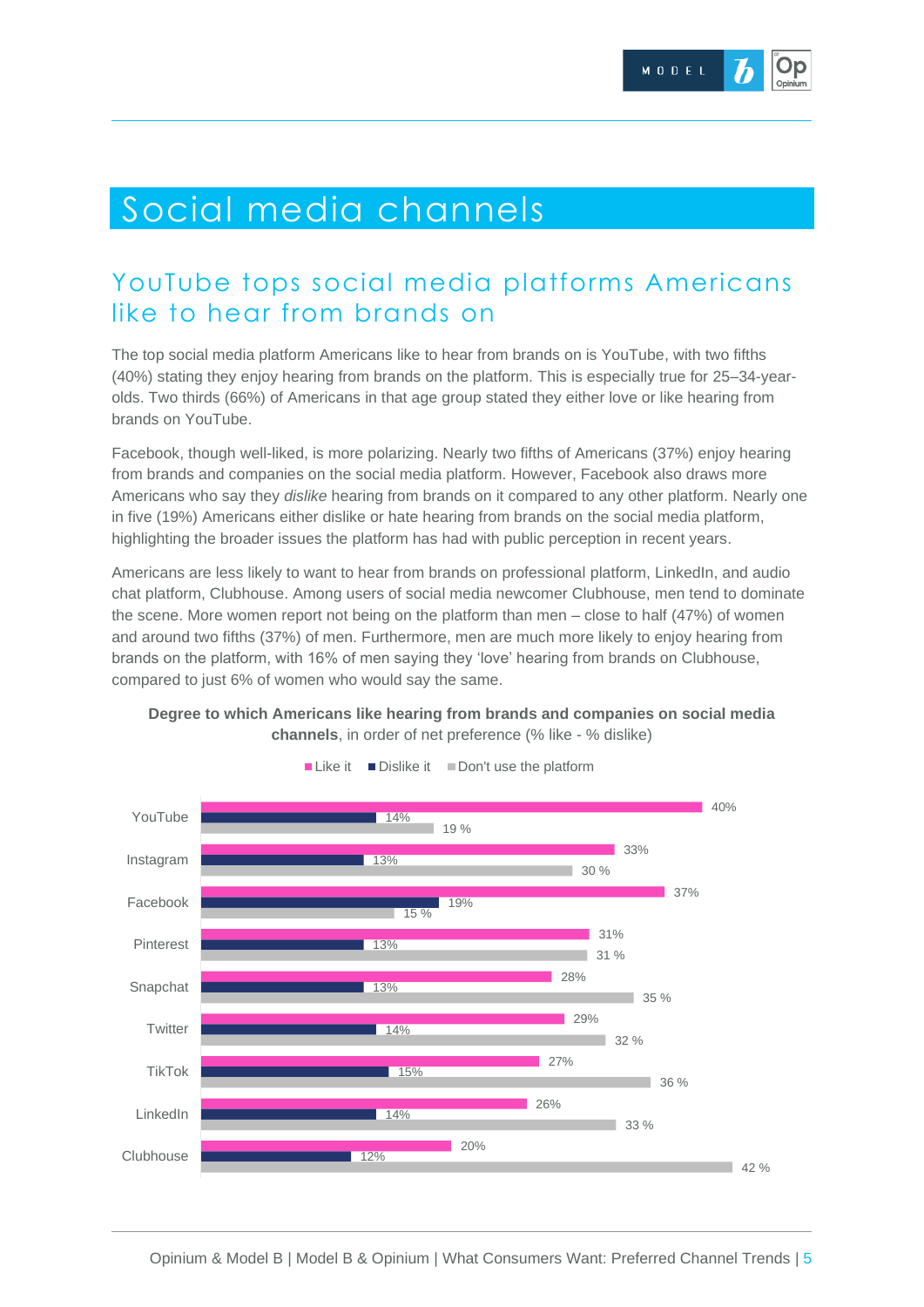# Social media channels

## YouTube tops social media platforms Americans like to hear from brands on

The top social media platform Americans like to hear from brands on is YouTube, with two fifths (40%) stating they enjoy hearing from brands on the platform. This is especially true for 25–34-year-olds. Two thirds (66%) of Americans in that age group stated they either love or like hearing from brands on YouTube.

Facebook, though well-liked, is more polarizing. Nearly two fifths of Americans (37%) enjoy hearing from brands and companies on the social media platform. However, Facebook also draws more Americans who say they *dislike* hearing from brands on it compared to any other platform. Nearly one in five (19%) Americans either dislike or hate hearing from brands on the social media platform, highlighting the broader issues the platform has had with public perception in recent years.

Americans are less likely to want to hear from brands on professional platform, LinkedIn, and audio chat platform, Clubhouse. Among users of social media newcomer Clubhouse, men tend to dominate the scene. More women report not being on the platform than men – close to half (47%) of women and around two fifths (37%) of men. Furthermore, men are much more likely to enjoy hearing from brands on the platform, with 16% of men saying they 'love' hearing from brands on Clubhouse, compared to just 6% of women who would say the same.

**Degree to which Americans like hearing from brands and companies on social media channels**, in order of net preference (% like - % dislike)

| Platform | Like it | Dislike it | Don't use the platform |
|---|---|---|---|
| YouTube | 40% | 14% | 19 % |
| Instagram | 33% | 13% | 30 % |
| Facebook | 37% | 19% | 15 % |
| Pinterest | 31% | 13% | 31 % |
| Snapchat | 28% | 13% | 35 % |
| Twitter | 29% | 14% | 32 % |
| TikTok | 27% | 15% | 36 % |
| LinkedIn | 26% | 14% | 33 % |
| Clubhouse | 20% | 12% | 42 % |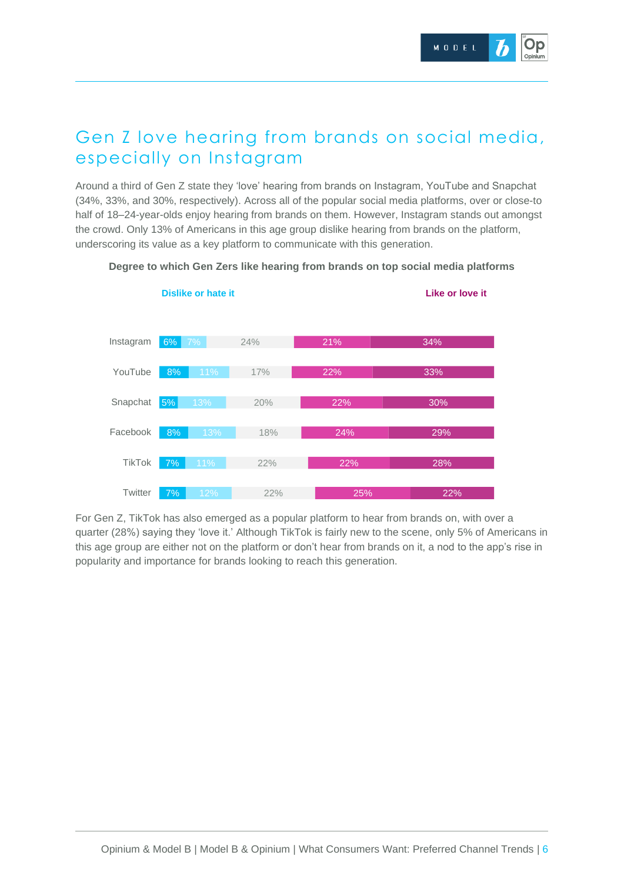## Gen Z love hearing from brands on social media, especially on Instagram

Around a third of Gen Z state they 'love' hearing from brands on Instagram, YouTube and Snapchat (34%, 33%, and 30%, respectively). Across all of the popular social media platforms, over or close-to half of 18–24-year-olds enjoy hearing from brands on them. However, Instagram stands out amongst the crowd. Only 13% of Americans in this age group dislike hearing from brands on the platform, underscoring its value as a key platform to communicate with this generation.

**Degree to which Gen Zers like hearing from brands on top social media platforms**

| Platform | Dislike or hate it | | | Like or love it | |
|---|---|---|---|---|---|
| Instagram | 6% | 7% | 24% | 21% | 34% |
| YouTube | 8% | 11% | 17% | 22% | 33% |
| Snapchat | 5% | 13% | 20% | 22% | 30% |
| Facebook | 8% | 13% | 18% | 24% | 29% |
| TikTok | 7% | 11% | 22% | 22% | 28% |
| Twitter | 7% | 12% | 22% | 25% | 22% |

For Gen Z, TikTok has also emerged as a popular platform to hear from brands on, with over a quarter (28%) saying they 'love it.' Although TikTok is fairly new to the scene, only 5% of Americans in this age group are either not on the platform or don't hear from brands on it, a nod to the app's rise in popularity and importance for brands looking to reach this generation.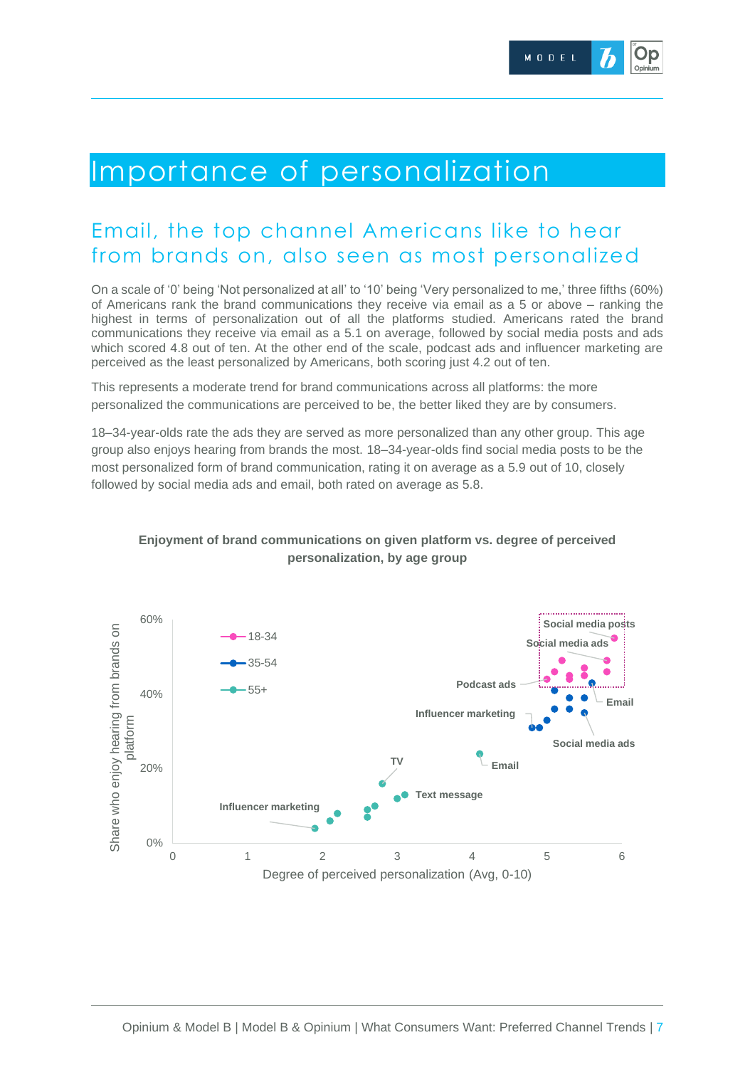# Importance of personalization

## Email, the top channel Americans like to hear from brands on, also seen as most personalized

On a scale of '0' being 'Not personalized at all' to '10' being 'Very personalized to me,' three fifths (60%) of Americans rank the brand communications they receive via email as a 5 or above – ranking the highest in terms of personalization out of all the platforms studied. Americans rated the brand communications they receive via email as a 5.1 on average, followed by social media posts and ads which scored 4.8 out of ten. At the other end of the scale, podcast ads and influencer marketing are perceived as the least personalized by Americans, both scoring just 4.2 out of ten.

This represents a moderate trend for brand communications across all platforms: the more personalized the communications are perceived to be, the better liked they are by consumers.

18–34-year-olds rate the ads they are served as more personalized than any other group. This age group also enjoys hearing from brands the most. 18–34-year-olds find social media posts to be the most personalized form of brand communication, rating it on average as a 5.9 out of 10, closely followed by social media ads and email, both rated on average as 5.8.

**Enjoyment of brand communications on given platform vs. degree of perceived personalization, by age group**

Legend: 18-34, 35-54, 55+

Y-axis: Share who enjoy hearing from brands on platform (0%–60%)
X-axis: Degree of perceived personalization (Avg, 0-10) (0–6)

Labels: Social media posts, Social media ads, Podcast ads, Email, Influencer marketing, Social media ads, TV, Email, Text message, Influencer marketing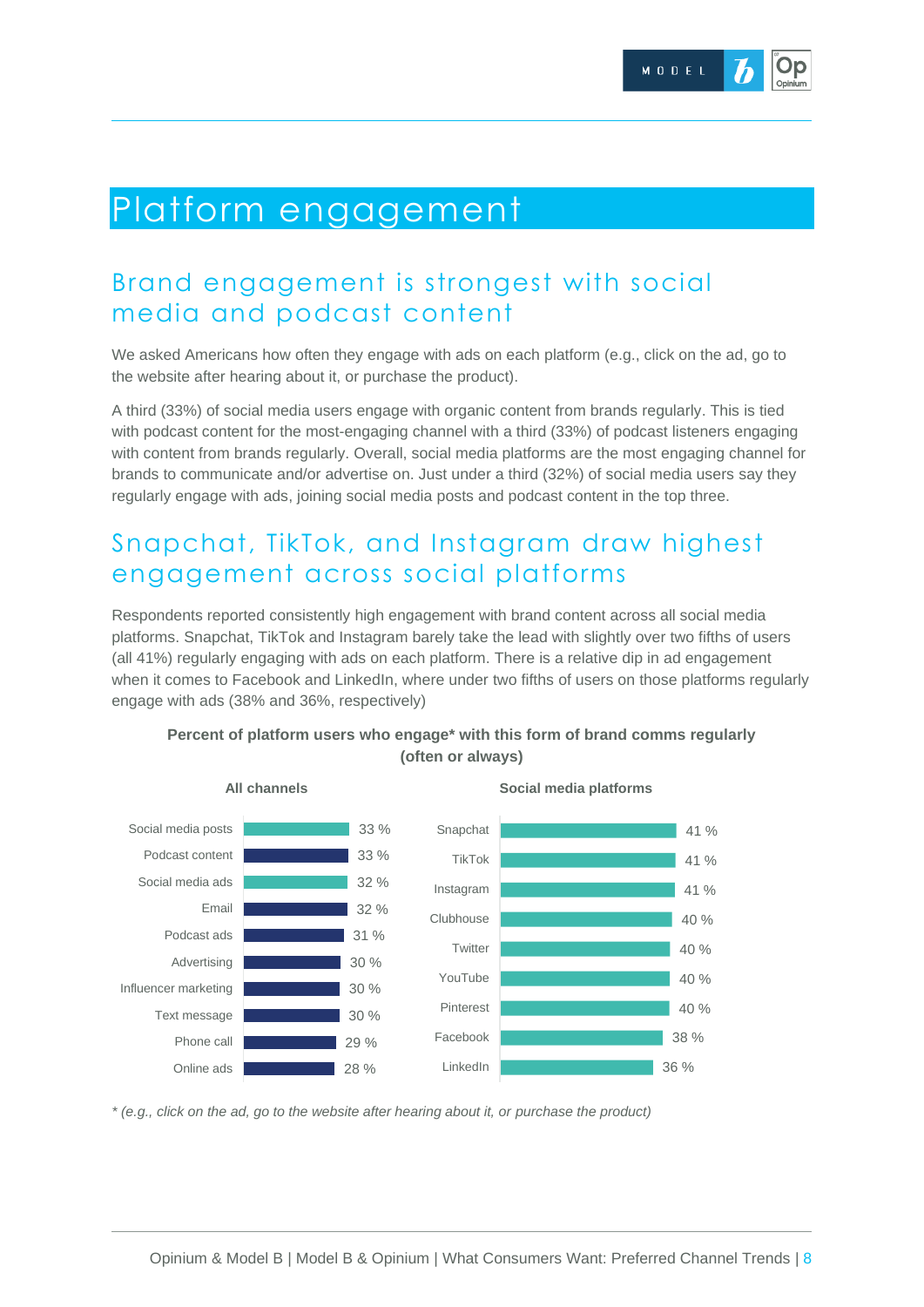# Platform engagement

## Brand engagement is strongest with social media and podcast content

We asked Americans how often they engage with ads on each platform (e.g., click on the ad, go to the website after hearing about it, or purchase the product).

A third (33%) of social media users engage with organic content from brands regularly. This is tied with podcast content for the most-engaging channel with a third (33%) of podcast listeners engaging with content from brands regularly. Overall, social media platforms are the most engaging channel for brands to communicate and/or advertise on. Just under a third (32%) of social media users say they regularly engage with ads, joining social media posts and podcast content in the top three.

## Snapchat, TikTok, and Instagram draw highest engagement across social platforms

Respondents reported consistently high engagement with brand content across all social media platforms. Snapchat, TikTok and Instagram barely take the lead with slightly over two fifths of users (all 41%) regularly engaging with ads on each platform. There is a relative dip in ad engagement when it comes to Facebook and LinkedIn, where under two fifths of users on those platforms regularly engage with ads (38% and 36%, respectively)

**Percent of platform users who engage* with this form of brand comms regularly (often or always)**

**All channels**

| Channel | % |
| --- | --- |
| Social media posts | 33 % |
| Podcast content | 33 % |
| Social media ads | 32 % |
| Email | 32 % |
| Podcast ads | 31 % |
| Advertising | 30 % |
| Influencer marketing | 30 % |
| Text message | 30 % |
| Phone call | 29 % |
| Online ads | 28 % |

**Social media platforms**

| Platform | % |
| --- | --- |
| Snapchat | 41 % |
| TikTok | 41 % |
| Instagram | 41 % |
| Clubhouse | 40 % |
| Twitter | 40 % |
| YouTube | 40 % |
| Pinterest | 40 % |
| Facebook | 38 % |
| LinkedIn | 36 % |

*\* (e.g., click on the ad, go to the website after hearing about it, or purchase the product)*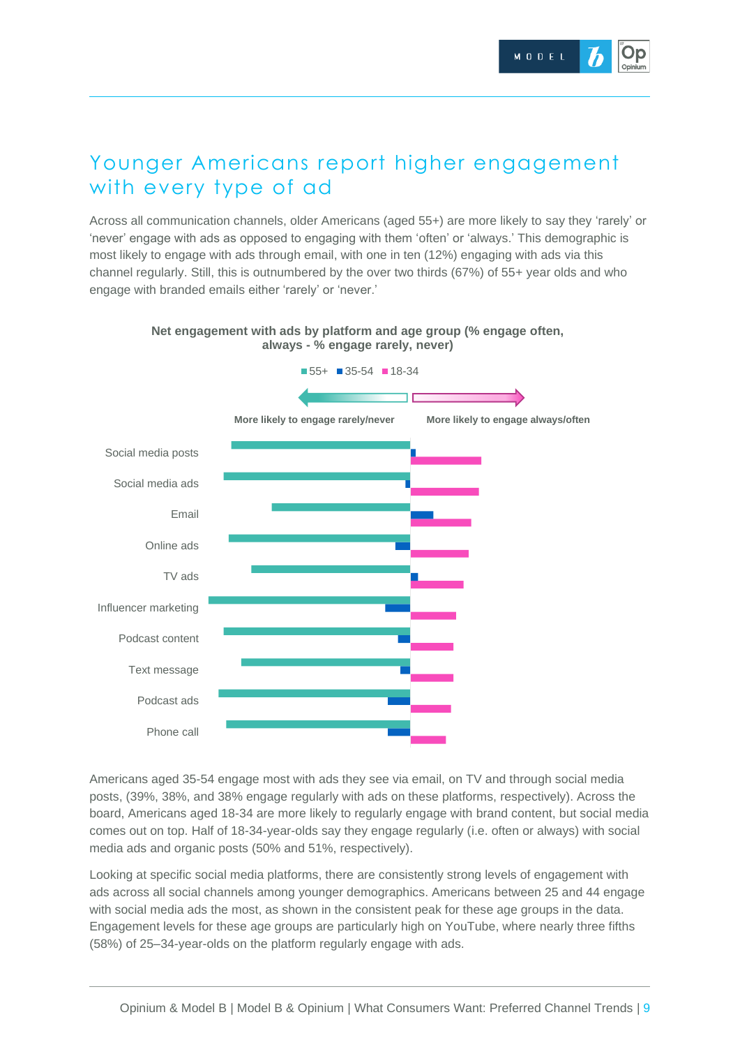# Younger Americans report higher engagement with every type of ad

Across all communication channels, older Americans (aged 55+) are more likely to say they 'rarely' or 'never' engage with ads as opposed to engaging with them 'often' or 'always.' This demographic is most likely to engage with ads through email, with one in ten (12%) engaging with ads via this channel regularly. Still, this is outnumbered by the over two thirds (67%) of 55+ year olds and who engage with branded emails either 'rarely' or 'never.'

**Net engagement with ads by platform and age group (% engage often, always - % engage rarely, never)**

■55+ ■35-54 ■18-34

More likely to engage rarely/never | More likely to engage always/often

- Social media posts
- Social media ads
- Email
- Online ads
- TV ads
- Influencer marketing
- Podcast content
- Text message
- Podcast ads
- Phone call

Americans aged 35-54 engage most with ads they see via email, on TV and through social media posts, (39%, 38%, and 38% engage regularly with ads on these platforms, respectively). Across the board, Americans aged 18-34 are more likely to regularly engage with brand content, but social media comes out on top. Half of 18-34-year-olds say they engage regularly (i.e. often or always) with social media ads and organic posts (50% and 51%, respectively).

Looking at specific social media platforms, there are consistently strong levels of engagement with ads across all social channels among younger demographics. Americans between 25 and 44 engage with social media ads the most, as shown in the consistent peak for these age groups in the data. Engagement levels for these age groups are particularly high on YouTube, where nearly three fifths (58%) of 25–34-year-olds on the platform regularly engage with ads.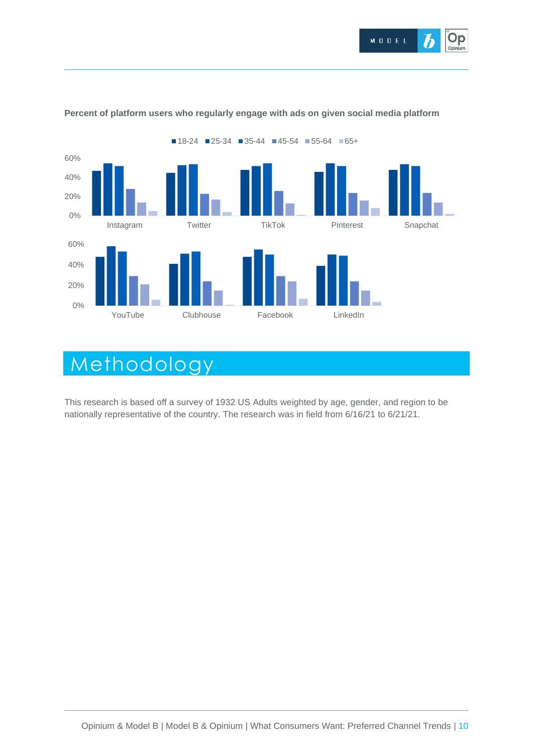**Percent of platform users who regularly engage with ads on given social media platform**

# Methodology

This research is based off a survey of 1932 US Adults weighted by age, gender, and region to be nationally representative of the country. The research was in field from 6/16/21 to 6/21/21.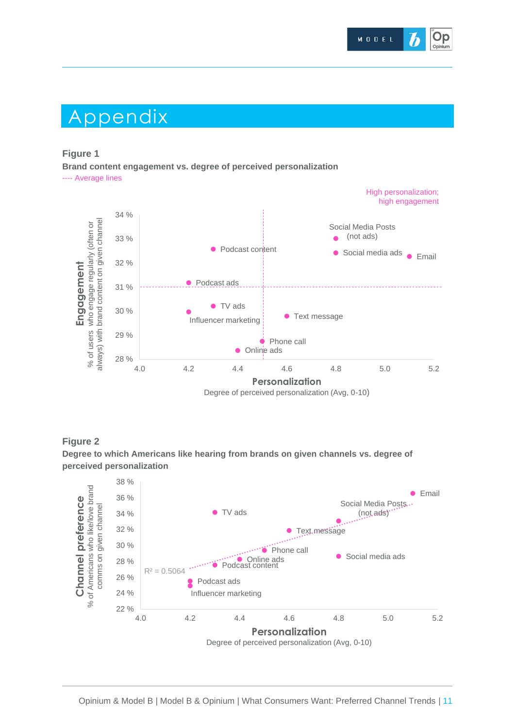# Appendix

**Figure 1**

**Brand content engagement vs. degree of perceived personalization**

---- Average lines

High personalization; high engagement

Engagement — % of users who engage regularly (often or always) with brand content on given channel

Personalization — Degree of perceived personalization (Avg, 0-10)

| Channel | Personalization | Engagement |
|---|---|---|
| Social Media Posts (not ads) | 4.8 | 33 % |
| Podcast content | 4.3 | 32.5 % |
| Social media ads | 4.8 | 32.4 % |
| Email | 5.1 | 32.3 % |
| Podcast ads | 4.2 | 31.2 % |
| TV ads | 4.3 | 30.2 % |
| Influencer marketing | 4.2 | 30 % |
| Text message | 4.6 | 29.8 % |
| Phone call | 4.5 | 28.8 % |
| Online ads | 4.4 | 28.4 % |

**Figure 2**

**Degree to which Americans like hearing from brands on given channels vs. degree of perceived personalization**

Channel preference — % of Americans who like/love brand comms on given channel

Personalization — Degree of perceived personalization (Avg, 0-10)

$R^2 = 0.5064$

| Channel | Personalization | Channel preference |
|---|---|---|
| Email | 5.1 | 36 % |
| TV ads | 4.3 | 34 % |
| Social Media Posts (not ads) | 4.8 | 33 % |
| Text message | 4.6 | 31.8 % |
| Phone call | 4.5 | 29.4 % |
| Social media ads | 4.8 | 28.6 % |
| Online ads | 4.4 | 28.3 % |
| Podcast content | 4.3 | 27.6 % |
| Podcast ads | 4.2 | 25.5 % |
| Influencer marketing | 4.2 | 25 % |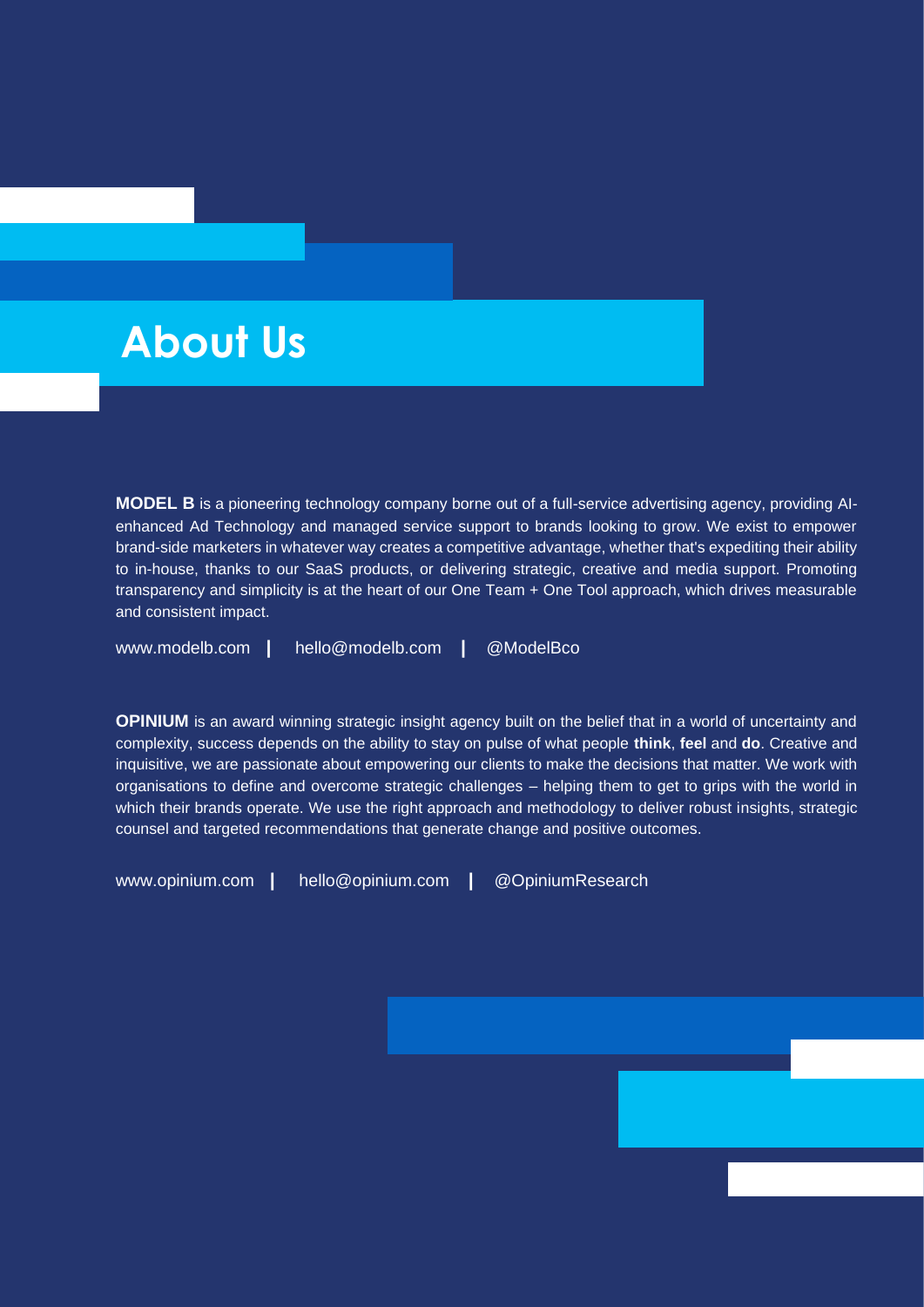# About Us

**MODEL B** is a pioneering technology company borne out of a full-service advertising agency, providing AI-enhanced Ad Technology and managed service support to brands looking to grow. We exist to empower brand-side marketers in whatever way creates a competitive advantage, whether that's expediting their ability to in-house, thanks to our SaaS products, or delivering strategic, creative and media support. Promoting transparency and simplicity is at the heart of our One Team + One Tool approach, which drives measurable and consistent impact.

www.modelb.com | hello@modelb.com | @ModelBco

**OPINIUM** is an award winning strategic insight agency built on the belief that in a world of uncertainty and complexity, success depends on the ability to stay on pulse of what people **think**, **feel** and **do**. Creative and inquisitive, we are passionate about empowering our clients to make the decisions that matter. We work with organisations to define and overcome strategic challenges – helping them to get to grips with the world in which their brands operate. We use the right approach and methodology to deliver robust insights, strategic counsel and targeted recommendations that generate change and positive outcomes.

www.opinium.com | hello@opinium.com | @OpiniumResearch